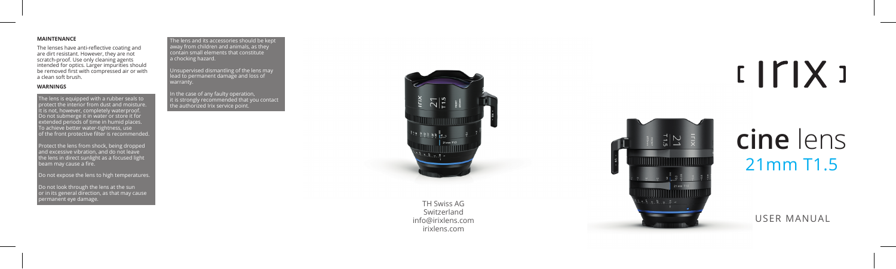## MAINTENANCE

The lenses have anti-reflective coating and are dirt resistant. However, they are not scratch-proof. Use only cleaning agents intended for optics. Larger impurities should be removed first with compressed air or with a clean soft brush.

## WARNINGS

The lens is equipped with a rubber seals to protect the interior from dust and moisture. It is not, however, completely waterproof. Do not submerge it in water or store it for extended periods of time in humid places. To achieve better water-tightness, use of the front protective filter is recommended.

Protect the lens from shock, being dropped and excessive vibration, and do not leave the lens in direct sunlight as a focused light beam may cause a fire.

Do not expose the lens to high temperatures.

Do not look through the lens at the sun or in its general direction, as that may cause permanent eye damage.

The lens and its accessories should be kept away from children and animals, as they contain small elements that constitute a chocking hazard.

Unsupervised dismantling of the lens may lead to permanent damage and loss of warranty.

In the case of any faulty operation, it is strongly recommended that you contact the authorized Irix service point.

TH Swiss AG
Switzerland
info@irixlens.com
irixlens.com

# irix

# cine lens
## 21mm T1.5

USER MANUAL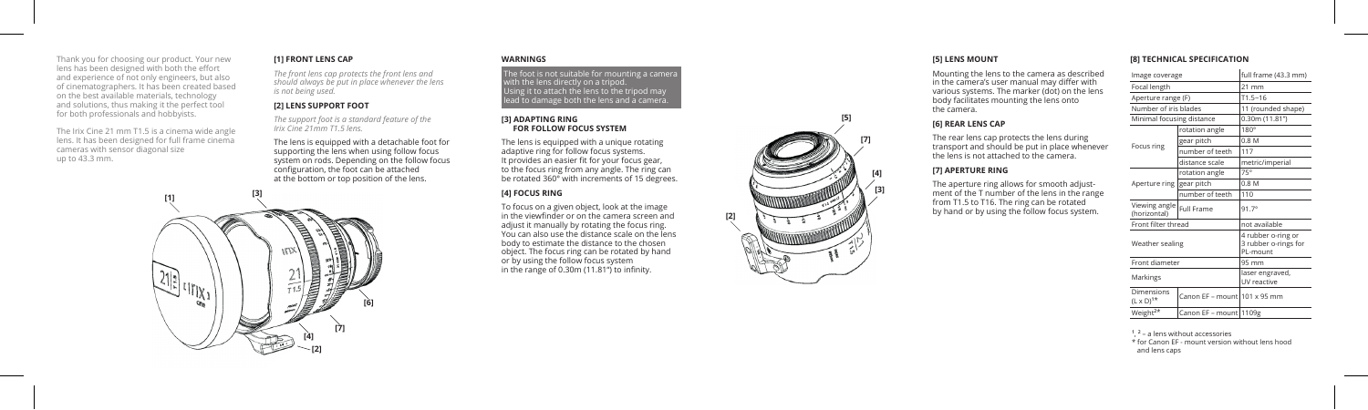Thank you for choosing our product. Your new lens has been designed with both the effort and experience of not only engineers, but also of cinematographers. It has been created based on the best available materials, technology and solutions, thus making it the perfect tool for both professionals and hobbyists.

The Irix Cine 21 mm T1.5 is a cinema wide angle lens. It has been designed for full frame cinema cameras with sensor diagonal size up to 43.3 mm.

## [1] FRONT LENS CAP

*The front lens cap protects the front lens and should always be put in place whenever the lens is not being used.*

## [2] LENS SUPPORT FOOT

*The support foot is a standard feature of the Irix Cine 21mm T1.5 lens.*

The lens is equipped with a detachable foot for supporting the lens when using follow focus system on rods. Depending on the follow focus configuration, the foot can be attached at the bottom or top position of the lens.

[1] [3] [6] [7] [4] [2]

## WARNINGS

The foot is not suitable for mounting a camera with the lens directly on a tripod. Using it to attach the lens to the tripod may lead to damage both the lens and a camera.

## [3] ADAPTING RING FOR FOLLOW FOCUS SYSTEM

The lens is equipped with a unique rotating adaptive ring for follow focus systems. It provides an easier fit for your focus gear, to the focus ring from any angle. The ring can be rotated 360° with increments of 15 degrees.

## [4] FOCUS RING

To focus on a given object, look at the image in the viewfinder or on the camera screen and adjust it manually by rotating the focus ring. You can also use the distance scale on the lens body to estimate the distance to the chosen object. The focus ring can be rotated by hand or by using the follow focus system in the range of 0.30m (11.81") to infinity.

[5] [7] [4] [3] [2]

## [5] LENS MOUNT

Mounting the lens to the camera as described in the camera's user manual may differ with various systems. The marker (dot) on the lens body facilitates mounting the lens onto the camera.

## [6] REAR LENS CAP

The rear lens cap protects the lens during transport and should be put in place whenever the lens is not attached to the camera.

## [7] APERTURE RING

The aperture ring allows for smooth adjustment of the T number of the lens in the range from T1.5 to T16. The ring can be rotated by hand or by using the follow focus system.

## [8] TECHNICAL SPECIFICATION

| | | |
|---|---|---|
| Image coverage | | full frame (43.3 mm) |
| Focal length | | 21 mm |
| Aperture range (F) | | T1.5–16 |
| Number of iris blades | | 11 (rounded shape) |
| Minimal focusing distance | | 0.30m (11.81") |
| Focus ring | rotation angle | 180° |
| | gear pitch | 0.8 M |
| | number of teeth | 117 |
| | distance scale | metric/imperial |
| Aperture ring | rotation angle | 75° |
| | gear pitch | 0.8 M |
| | number of teeth | 110 |
| Viewing angle (horizontal) | Full Frame | 91.7° |
| Front filter thread | | not available |
| Weather sealing | | 4 rubber o-ring or 3 rubber o-rings for PL-mount |
| Front diameter | | 95 mm |
| Markings | | laser engraved, UV reactive |
| Dimensions (L x D)[1]* | Canon EF – mount | 101 x 95 mm |
| Weight[2]* | Canon EF – mount | 1109g |

[1], [2] – a lens without accessories
* for Canon EF - mount version without lens hood and lens caps